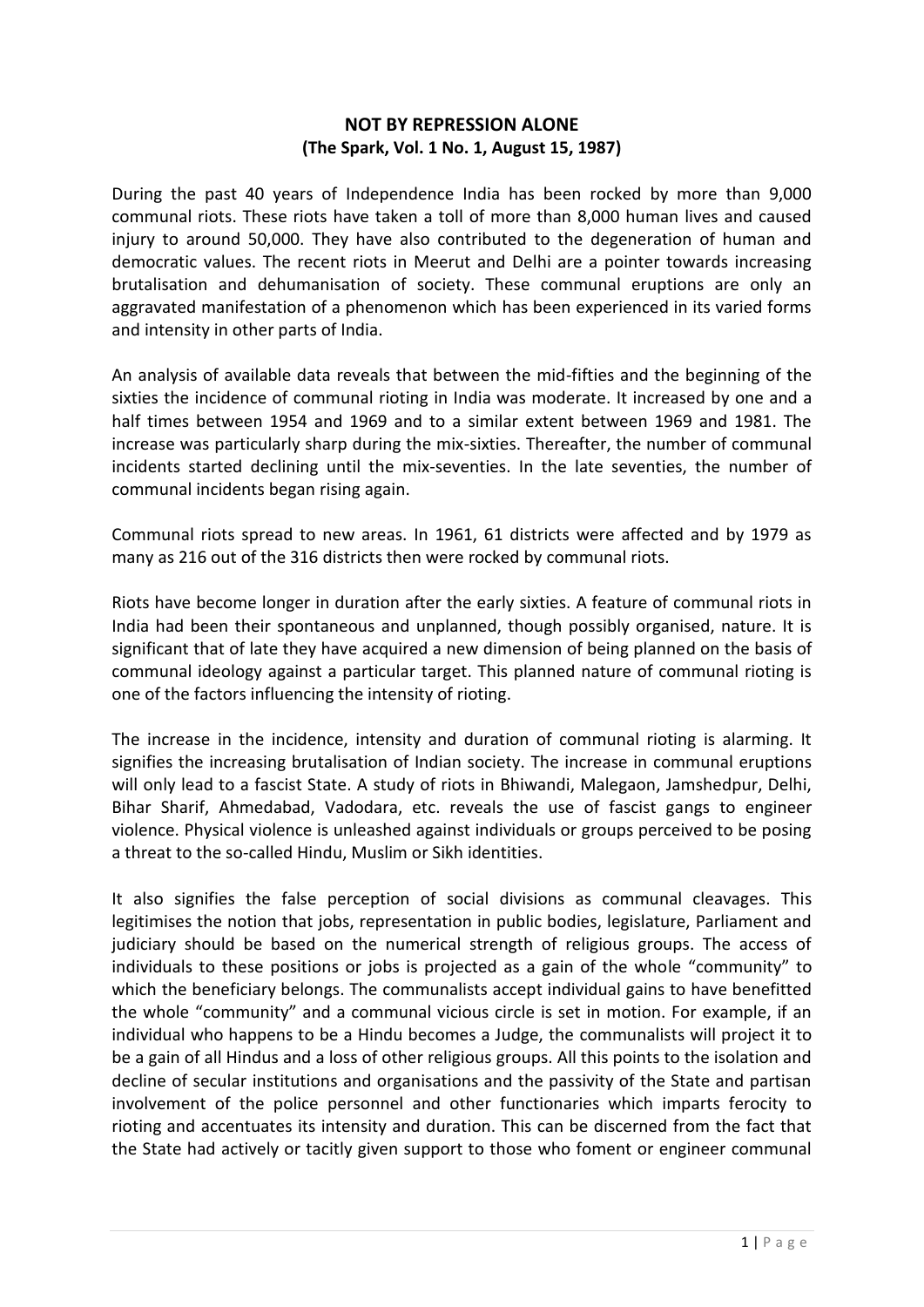# NOT BY REPRESSION ALONE

**(The Spark, Vol. 1 No. 1, August 15, 1987)**

During the past 40 years of Independence India has been rocked by more than 9,000 communal riots. These riots have taken a toll of more than 8,000 human lives and caused injury to around 50,000. They have also contributed to the degeneration of human and democratic values. The recent riots in Meerut and Delhi are a pointer towards increasing brutalisation and dehumanisation of society. These communal eruptions are only an aggravated manifestation of a phenomenon which has been experienced in its varied forms and intensity in other parts of India.

An analysis of available data reveals that between the mid-fifties and the beginning of the sixties the incidence of communal rioting in India was moderate. It increased by one and a half times between 1954 and 1969 and to a similar extent between 1969 and 1981. The increase was particularly sharp during the mix-sixties. Thereafter, the number of communal incidents started declining until the mix-seventies. In the late seventies, the number of communal incidents began rising again.

Communal riots spread to new areas. In 1961, 61 districts were affected and by 1979 as many as 216 out of the 316 districts then were rocked by communal riots.

Riots have become longer in duration after the early sixties. A feature of communal riots in India had been their spontaneous and unplanned, though possibly organised, nature. It is significant that of late they have acquired a new dimension of being planned on the basis of communal ideology against a particular target. This planned nature of communal rioting is one of the factors influencing the intensity of rioting.

The increase in the incidence, intensity and duration of communal rioting is alarming. It signifies the increasing brutalisation of Indian society. The increase in communal eruptions will only lead to a fascist State. A study of riots in Bhiwandi, Malegaon, Jamshedpur, Delhi, Bihar Sharif, Ahmedabad, Vadodara, etc. reveals the use of fascist gangs to engineer violence. Physical violence is unleashed against individuals or groups perceived to be posing a threat to the so-called Hindu, Muslim or Sikh identities.

It also signifies the false perception of social divisions as communal cleavages. This legitimises the notion that jobs, representation in public bodies, legislature, Parliament and judiciary should be based on the numerical strength of religious groups. The access of individuals to these positions or jobs is projected as a gain of the whole "community" to which the beneficiary belongs. The communalists accept individual gains to have benefitted the whole "community" and a communal vicious circle is set in motion. For example, if an individual who happens to be a Hindu becomes a Judge, the communalists will project it to be a gain of all Hindus and a loss of other religious groups. All this points to the isolation and decline of secular institutions and organisations and the passivity of the State and partisan involvement of the police personnel and other functionaries which imparts ferocity to rioting and accentuates its intensity and duration. This can be discerned from the fact that the State had actively or tacitly given support to those who foment or engineer communal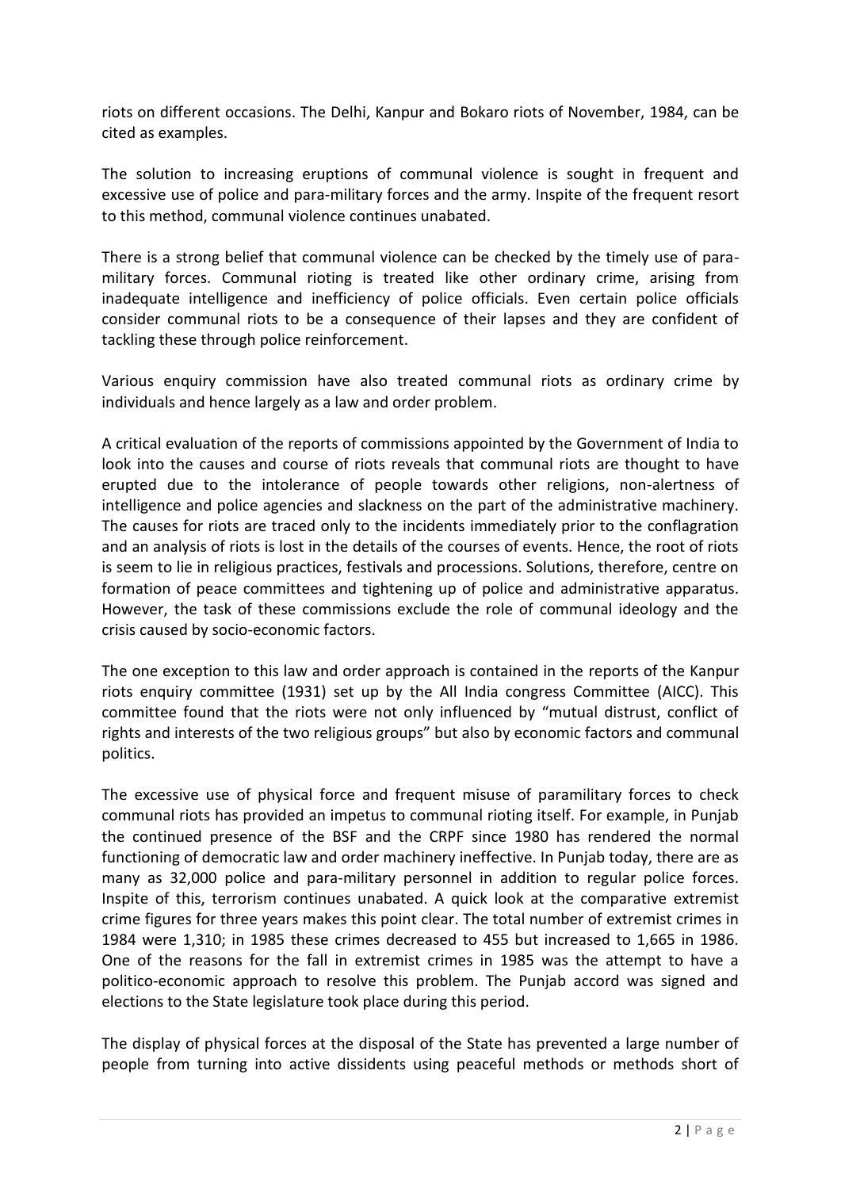riots on different occasions. The Delhi, Kanpur and Bokaro riots of November, 1984, can be cited as examples.

The solution to increasing eruptions of communal violence is sought in frequent and excessive use of police and para-military forces and the army. Inspite of the frequent resort to this method, communal violence continues unabated.

There is a strong belief that communal violence can be checked by the timely use of para-military forces. Communal rioting is treated like other ordinary crime, arising from inadequate intelligence and inefficiency of police officials. Even certain police officials consider communal riots to be a consequence of their lapses and they are confident of tackling these through police reinforcement.

Various enquiry commission have also treated communal riots as ordinary crime by individuals and hence largely as a law and order problem.

A critical evaluation of the reports of commissions appointed by the Government of India to look into the causes and course of riots reveals that communal riots are thought to have erupted due to the intolerance of people towards other religions, non-alertness of intelligence and police agencies and slackness on the part of the administrative machinery. The causes for riots are traced only to the incidents immediately prior to the conflagration and an analysis of riots is lost in the details of the courses of events. Hence, the root of riots is seem to lie in religious practices, festivals and processions. Solutions, therefore, centre on formation of peace committees and tightening up of police and administrative apparatus. However, the task of these commissions exclude the role of communal ideology and the crisis caused by socio-economic factors.

The one exception to this law and order approach is contained in the reports of the Kanpur riots enquiry committee (1931) set up by the All India congress Committee (AICC). This committee found that the riots were not only influenced by "mutual distrust, conflict of rights and interests of the two religious groups" but also by economic factors and communal politics.

The excessive use of physical force and frequent misuse of paramilitary forces to check communal riots has provided an impetus to communal rioting itself. For example, in Punjab the continued presence of the BSF and the CRPF since 1980 has rendered the normal functioning of democratic law and order machinery ineffective. In Punjab today, there are as many as 32,000 police and para-military personnel in addition to regular police forces. Inspite of this, terrorism continues unabated. A quick look at the comparative extremist crime figures for three years makes this point clear. The total number of extremist crimes in 1984 were 1,310; in 1985 these crimes decreased to 455 but increased to 1,665 in 1986. One of the reasons for the fall in extremist crimes in 1985 was the attempt to have a politico-economic approach to resolve this problem. The Punjab accord was signed and elections to the State legislature took place during this period.

The display of physical forces at the disposal of the State has prevented a large number of people from turning into active dissidents using peaceful methods or methods short of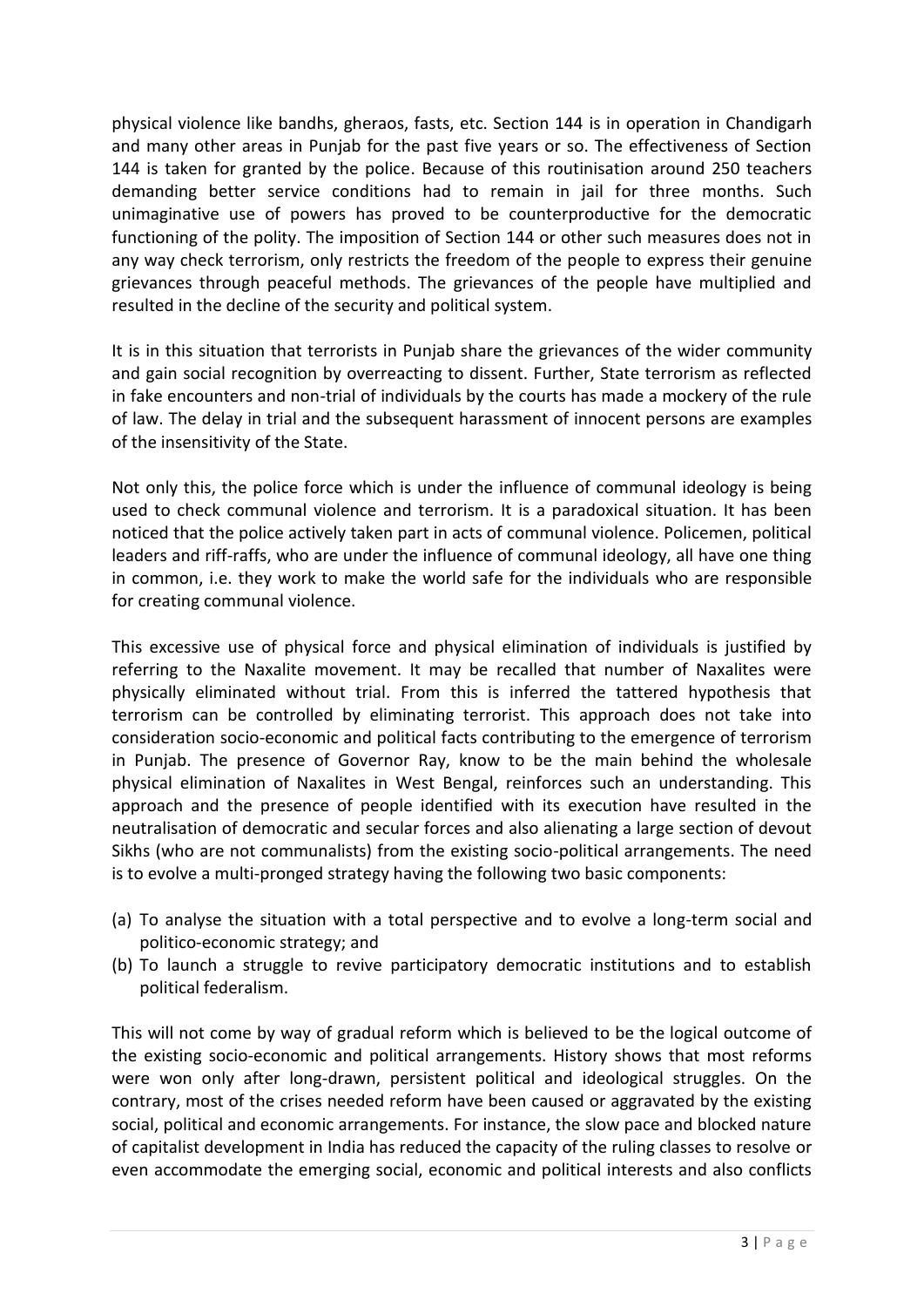physical violence like bandhs, gheraos, fasts, etc. Section 144 is in operation in Chandigarh and many other areas in Punjab for the past five years or so. The effectiveness of Section 144 is taken for granted by the police. Because of this routinisation around 250 teachers demanding better service conditions had to remain in jail for three months. Such unimaginative use of powers has proved to be counterproductive for the democratic functioning of the polity. The imposition of Section 144 or other such measures does not in any way check terrorism, only restricts the freedom of the people to express their genuine grievances through peaceful methods. The grievances of the people have multiplied and resulted in the decline of the security and political system.

It is in this situation that terrorists in Punjab share the grievances of the wider community and gain social recognition by overreacting to dissent. Further, State terrorism as reflected in fake encounters and non-trial of individuals by the courts has made a mockery of the rule of law. The delay in trial and the subsequent harassment of innocent persons are examples of the insensitivity of the State.

Not only this, the police force which is under the influence of communal ideology is being used to check communal violence and terrorism. It is a paradoxical situation. It has been noticed that the police actively taken part in acts of communal violence. Policemen, political leaders and riff-raffs, who are under the influence of communal ideology, all have one thing in common, i.e. they work to make the world safe for the individuals who are responsible for creating communal violence.

This excessive use of physical force and physical elimination of individuals is justified by referring to the Naxalite movement. It may be recalled that number of Naxalites were physically eliminated without trial. From this is inferred the tattered hypothesis that terrorism can be controlled by eliminating terrorist. This approach does not take into consideration socio-economic and political facts contributing to the emergence of terrorism in Punjab. The presence of Governor Ray, know to be the main behind the wholesale physical elimination of Naxalites in West Bengal, reinforces such an understanding. This approach and the presence of people identified with its execution have resulted in the neutralisation of democratic and secular forces and also alienating a large section of devout Sikhs (who are not communalists) from the existing socio-political arrangements. The need is to evolve a multi-pronged strategy having the following two basic components:

(a) To analyse the situation with a total perspective and to evolve a long-term social and politico-economic strategy; and
(b) To launch a struggle to revive participatory democratic institutions and to establish political federalism.

This will not come by way of gradual reform which is believed to be the logical outcome of the existing socio-economic and political arrangements. History shows that most reforms were won only after long-drawn, persistent political and ideological struggles. On the contrary, most of the crises needed reform have been caused or aggravated by the existing social, political and economic arrangements. For instance, the slow pace and blocked nature of capitalist development in India has reduced the capacity of the ruling classes to resolve or even accommodate the emerging social, economic and political interests and also conflicts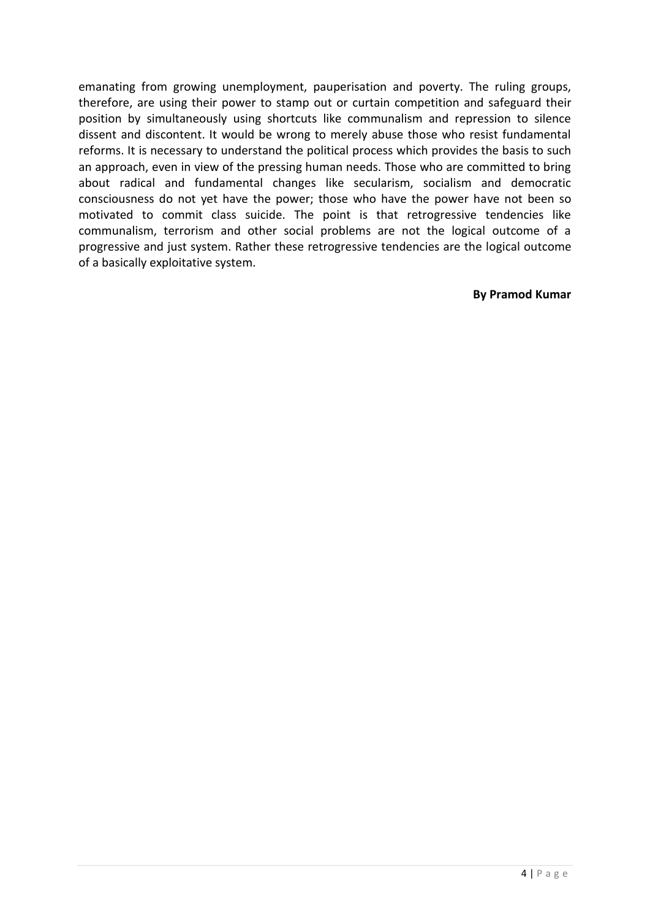emanating from growing unemployment, pauperisation and poverty. The ruling groups, therefore, are using their power to stamp out or curtain competition and safeguard their position by simultaneously using shortcuts like communalism and repression to silence dissent and discontent. It would be wrong to merely abuse those who resist fundamental reforms. It is necessary to understand the political process which provides the basis to such an approach, even in view of the pressing human needs. Those who are committed to bring about radical and fundamental changes like secularism, socialism and democratic consciousness do not yet have the power; those who have the power have not been so motivated to commit class suicide. The point is that retrogressive tendencies like communalism, terrorism and other social problems are not the logical outcome of a progressive and just system. Rather these retrogressive tendencies are the logical outcome of a basically exploitative system.

**By Pramod Kumar**